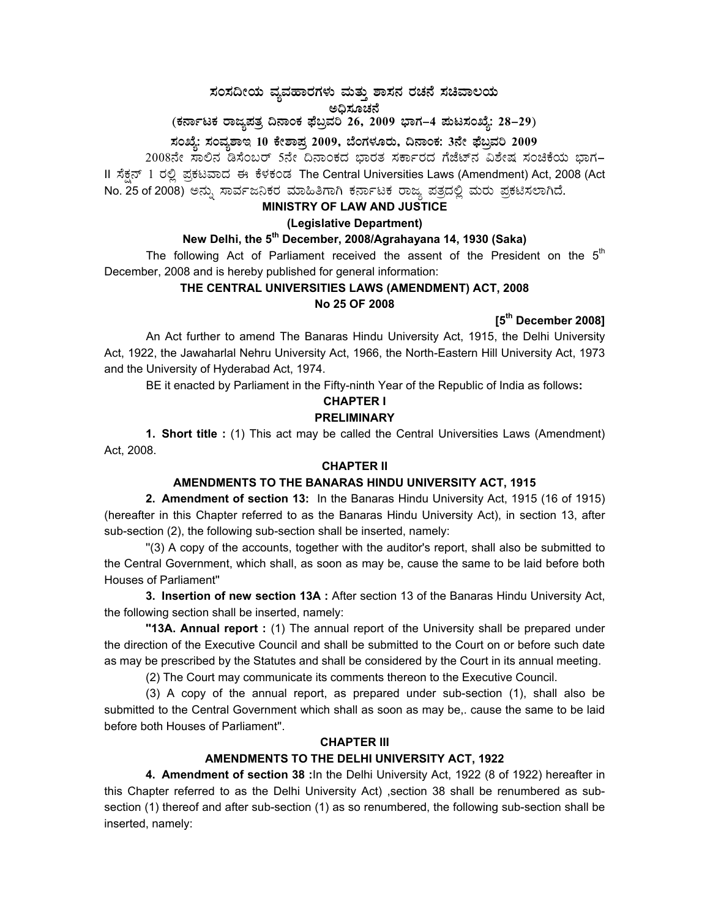# ಸಂಸದೀಯ ವ್ಯವಹಾರಗಳು ಮತ್ತು ಶಾಸನ ರಚನೆ ಸಚಿವಾಲಯ

## ಅಧಿಸೂಚನೆ

**(ಕರ್ನಾಟಕ ರಾಜ್ಯಪತ್ರ ದಿನಾಂಕ ಫೆಬ್ರವರಿ 26, 2009 ಭಾಗ–4 ಪುಟಸಂಖ್ಯೆ: 28–29)**

**ಸಂಖ್ಯೆ: ಸಂವ್ಯಶಾಇ 10 ಕೇಶಾಪ್ರ 2009, ಬೆಂಗಳೂರು, ದಿನಾಂಕ: 3ನೇ ಫೆಬ್ರವರಿ 2009**

2008ನೇ ಸಾಲಿನ ಡಿಸೆಂಬರ್ 5ನೇ ದಿನಾಂಕದ ಭಾರತ ಸರ್ಕಾರದ ಗೆಜೆಟ್‌ನ ವಿಶೇಷ ಸಂಚಿಕೆಯ ಭಾಗ–II ಸೆಕ್ಷನ್ 1 ರಲ್ಲಿ ಪ್ರಕಟವಾದ ಈ ಕೆಳಕಂಡ The Central Universities Laws (Amendment) Act, 2008 (Act No. 25 of 2008) ಅನ್ನು ಸಾರ್ವಜನಿಕರ ಮಾಹಿತಿಗಾಗಿ ಕರ್ನಾಟಕ ರಾಜ್ಯ ಪತ್ರದಲ್ಲಿ ಮರು ಪ್ರಕಟಿಸಲಾಗಿದೆ.

**MINISTRY OF LAW AND JUSTICE**

**(Legislative Department)**

**New Delhi, the 5th December, 2008/Agrahayana 14, 1930 (Saka)**

The following Act of Parliament received the assent of the President on the 5th December, 2008 and is hereby published for general information:

## THE CENTRAL UNIVERSITIES LAWS (AMENDMENT) ACT, 2008

**No 25 OF 2008**

**[5th December 2008]**

An Act further to amend The Banaras Hindu University Act, 1915, the Delhi University Act, 1922, the Jawaharlal Nehru University Act, 1966, the North-Eastern Hill University Act, 1973 and the University of Hyderabad Act, 1974.

BE it enacted by Parliament in the Fifty-ninth Year of the Republic of India as follows:

### CHAPTER I

### PRELIMINARY

**1. Short title :** (1) This act may be called the Central Universities Laws (Amendment) Act, 2008.

### CHAPTER II

### AMENDMENTS TO THE BANARAS HINDU UNIVERSITY ACT, 1915

**2. Amendment of section 13:** In the Banaras Hindu University Act, 1915 (16 of 1915) (hereafter in this Chapter referred to as the Banaras Hindu University Act), in section 13, after sub-section (2), the following sub-section shall be inserted, namely:

"(3) A copy of the accounts, together with the auditor's report, shall also be submitted to the Central Government, which shall, as soon as may be, cause the same to be laid before both Houses of Parliament"

**3. Insertion of new section 13A :** After section 13 of the Banaras Hindu University Act, the following section shall be inserted, namely:

**"13A. Annual report :** (1) The annual report of the University shall be prepared under the direction of the Executive Council and shall be submitted to the Court on or before such date as may be prescribed by the Statutes and shall be considered by the Court in its annual meeting.

(2) The Court may communicate its comments thereon to the Executive Council.

(3) A copy of the annual report, as prepared under sub-section (1), shall also be submitted to the Central Government which shall as soon as may be,. cause the same to be laid before both Houses of Parliament".

### CHAPTER III

### AMENDMENTS TO THE DELHI UNIVERSITY ACT, 1922

**4. Amendment of section 38 :**In the Delhi University Act, 1922 (8 of 1922) hereafter in this Chapter referred to as the Delhi University Act) ,section 38 shall be renumbered as sub-section (1) thereof and after sub-section (1) as so renumbered, the following sub-section shall be inserted, namely: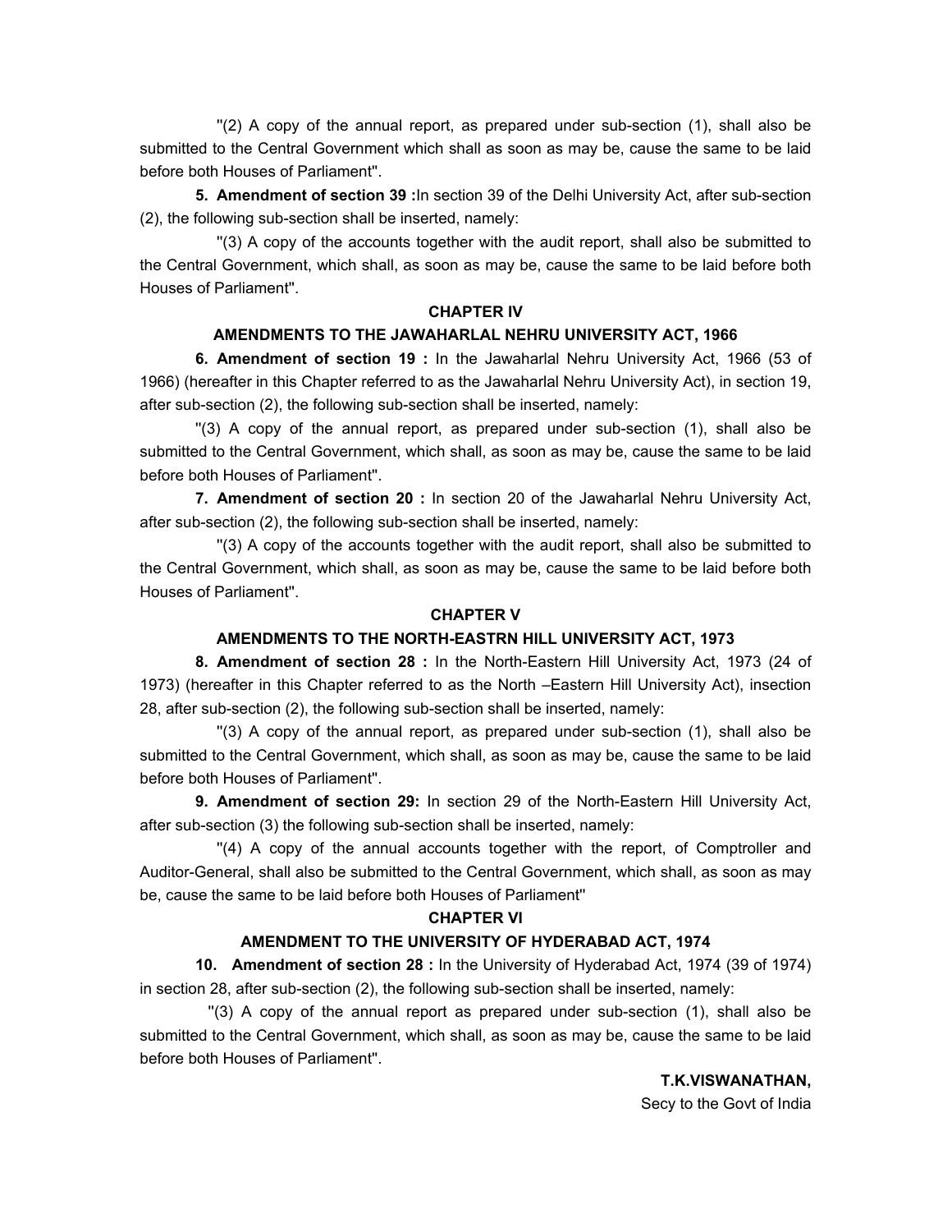"(2) A copy of the annual report, as prepared under sub-section (1), shall also be submitted to the Central Government which shall as soon as may be, cause the same to be laid before both Houses of Parliament".

**5. Amendment of section 39 :** In section 39 of the Delhi University Act, after sub-section (2), the following sub-section shall be inserted, namely:

"(3) A copy of the accounts together with the audit report, shall also be submitted to the Central Government, which shall, as soon as may be, cause the same to be laid before both Houses of Parliament".

## CHAPTER IV

## AMENDMENTS TO THE JAWAHARLAL NEHRU UNIVERSITY ACT, 1966

**6. Amendment of section 19 :** In the Jawaharlal Nehru University Act, 1966 (53 of 1966) (hereafter in this Chapter referred to as the Jawaharlal Nehru University Act), in section 19, after sub-section (2), the following sub-section shall be inserted, namely:

"(3) A copy of the annual report, as prepared under sub-section (1), shall also be submitted to the Central Government, which shall, as soon as may be, cause the same to be laid before both Houses of Parliament".

**7. Amendment of section 20 :** In section 20 of the Jawaharlal Nehru University Act, after sub-section (2), the following sub-section shall be inserted, namely:

"(3) A copy of the accounts together with the audit report, shall also be submitted to the Central Government, which shall, as soon as may be, cause the same to be laid before both Houses of Parliament".

## CHAPTER V

## AMENDMENTS TO THE NORTH-EASTRN HILL UNIVERSITY ACT, 1973

**8. Amendment of section 28 :** In the North-Eastern Hill University Act, 1973 (24 of 1973) (hereafter in this Chapter referred to as the North –Eastern Hill University Act), insection 28, after sub-section (2), the following sub-section shall be inserted, namely:

"(3) A copy of the annual report, as prepared under sub-section (1), shall also be submitted to the Central Government, which shall, as soon as may be, cause the same to be laid before both Houses of Parliament".

**9. Amendment of section 29:** In section 29 of the North-Eastern Hill University Act, after sub-section (3) the following sub-section shall be inserted, namely:

"(4) A copy of the annual accounts together with the report, of Comptroller and Auditor-General, shall also be submitted to the Central Government, which shall, as soon as may be, cause the same to be laid before both Houses of Parliament"

## CHAPTER VI

## AMENDMENT TO THE UNIVERSITY OF HYDERABAD ACT, 1974

**10. Amendment of section 28 :** In the University of Hyderabad Act, 1974 (39 of 1974) in section 28, after sub-section (2), the following sub-section shall be inserted, namely:

"(3) A copy of the annual report as prepared under sub-section (1), shall also be submitted to the Central Government, which shall, as soon as may be, cause the same to be laid before both Houses of Parliament".

**T.K.VISWANATHAN,**
Secy to the Govt of India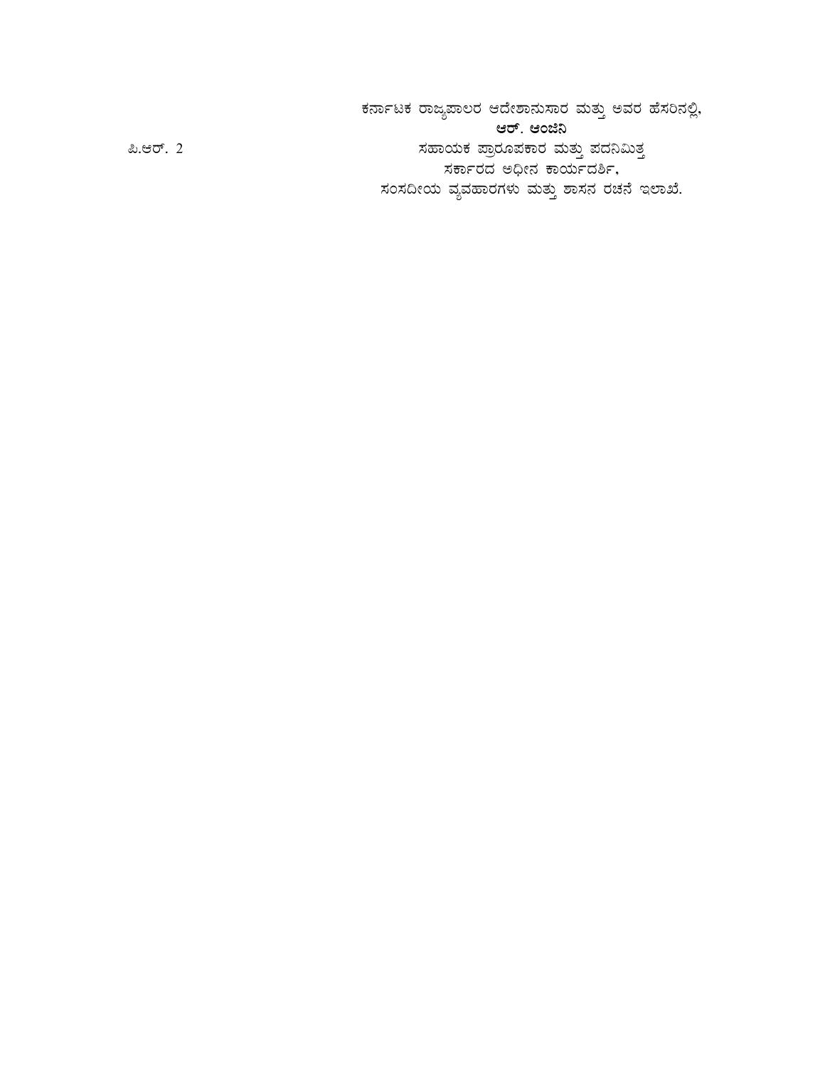ಕರ್ನಾಟಕ ರಾಜ್ಯಪಾಲರ ಆದೇಶಾನುಸಾರ ಮತ್ತು ಅವರ ಹೆಸರಿನಲ್ಲಿ,

**ಆರ್. ಆಂಜಿನಿ**

ಸಹಾಯಕ ಪ್ರಾರೂಪಕಾರ ಮತ್ತು ಪದನಿಮಿತ್ತ

ಸರ್ಕಾರದ ಅಧೀನ ಕಾರ್ಯದರ್ಶಿ,

ಸಂಸದೀಯ ವ್ಯವಹಾರಗಳು ಮತ್ತು ಶಾಸನ ರಚನೆ ಇಲಾಖೆ.

ಪಿ.ಆರ್. 2